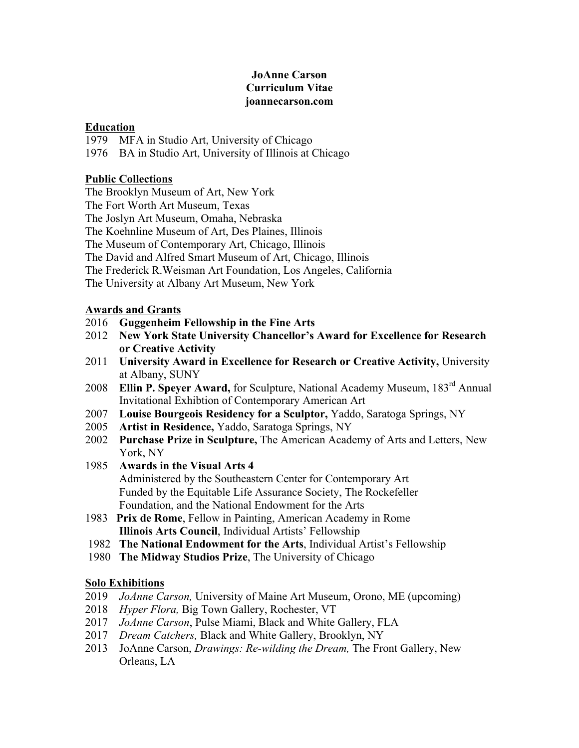**JoAnne Carson**
**Curriculum Vitae**
**joannecarson.com**

## Education

1979 MFA in Studio Art, University of Chicago
1976 BA in Studio Art, University of Illinois at Chicago

## Public Collections

The Brooklyn Museum of Art, New York
The Fort Worth Art Museum, Texas
The Joslyn Art Museum, Omaha, Nebraska
The Koehnline Museum of Art, Des Plaines, Illinois
The Museum of Contemporary Art, Chicago, Illinois
The David and Alfred Smart Museum of Art, Chicago, Illinois
The Frederick R.Weisman Art Foundation, Los Angeles, California
The University at Albany Art Museum, New York

## Awards and Grants

2016 **Guggenheim Fellowship in the Fine Arts**
2012 **New York State University Chancellor's Award for Excellence for Research or Creative Activity**
2011 **University Award in Excellence for Research or Creative Activity,** University at Albany, SUNY
2008 **Ellin P. Speyer Award,** for Sculpture, National Academy Museum, 183rd Annual Invitational Exhibtion of Contemporary American Art
2007 **Louise Bourgeois Residency for a Sculptor,** Yaddo, Saratoga Springs, NY
2005 **Artist in Residence,** Yaddo, Saratoga Springs, NY
2002 **Purchase Prize in Sculpture,** The American Academy of Arts and Letters, New York, NY
1985 **Awards in the Visual Arts 4**
Administered by the Southeastern Center for Contemporary Art
Funded by the Equitable Life Assurance Society, The Rockefeller Foundation, and the National Endowment for the Arts
1983 **Prix de Rome**, Fellow in Painting, American Academy in Rome
**Illinois Arts Council**, Individual Artists' Fellowship
1982 **The National Endowment for the Arts**, Individual Artist's Fellowship
1980 **The Midway Studios Prize**, The University of Chicago

## Solo Exhibitions

2019 *JoAnne Carson,* University of Maine Art Museum, Orono, ME (upcoming)
2018 *Hyper Flora,* Big Town Gallery, Rochester, VT
2017 *JoAnne Carson*, Pulse Miami, Black and White Gallery, FLA
2017 *Dream Catchers,* Black and White Gallery, Brooklyn, NY
2013 JoAnne Carson, *Drawings: Re-wilding the Dream,* The Front Gallery, New Orleans, LA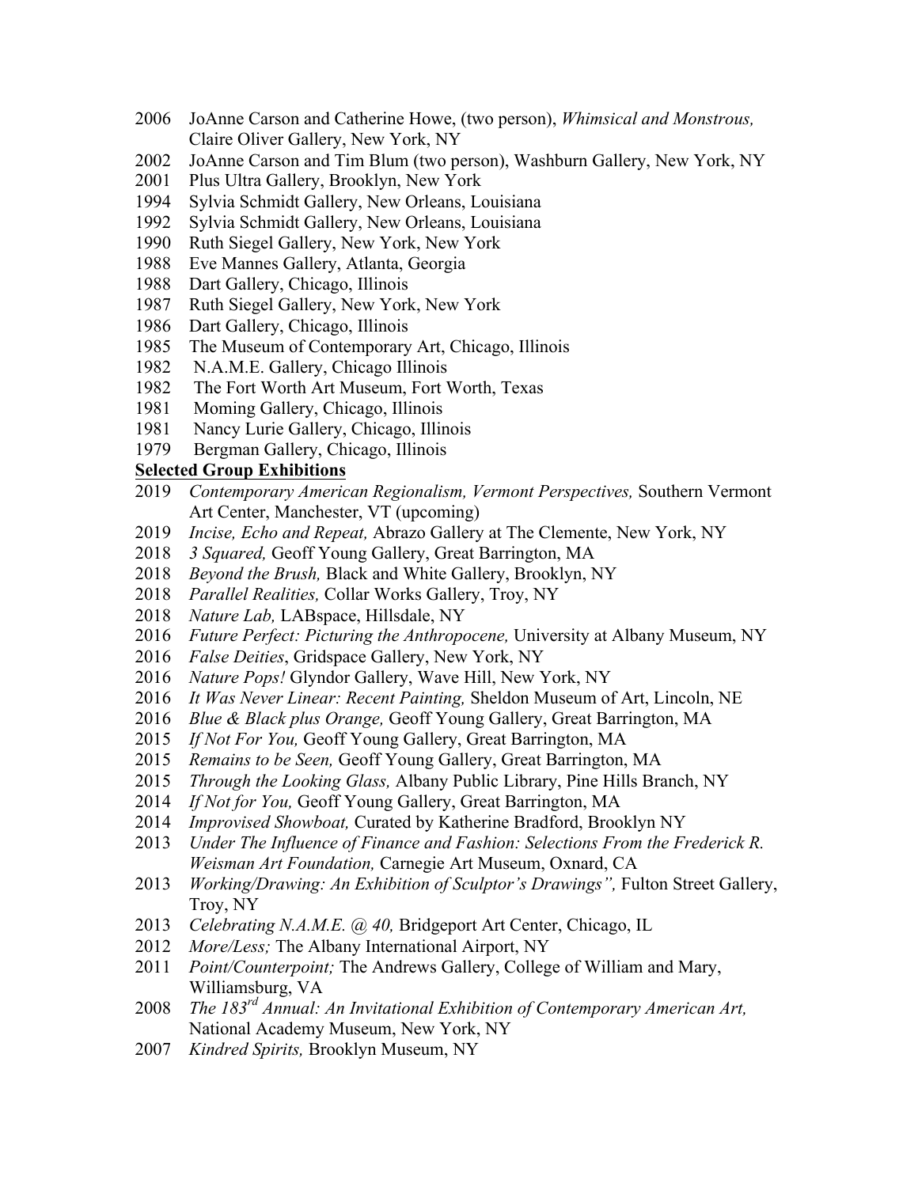2006 JoAnne Carson and Catherine Howe, (two person), *Whimsical and Monstrous,* Claire Oliver Gallery, New York, NY
2002 JoAnne Carson and Tim Blum (two person), Washburn Gallery, New York, NY
2001 Plus Ultra Gallery, Brooklyn, New York
1994 Sylvia Schmidt Gallery, New Orleans, Louisiana
1992 Sylvia Schmidt Gallery, New Orleans, Louisiana
1990 Ruth Siegel Gallery, New York, New York
1988 Eve Mannes Gallery, Atlanta, Georgia
1988 Dart Gallery, Chicago, Illinois
1987 Ruth Siegel Gallery, New York, New York
1986 Dart Gallery, Chicago, Illinois
1985 The Museum of Contemporary Art, Chicago, Illinois
1982 N.A.M.E. Gallery, Chicago Illinois
1982 The Fort Worth Art Museum, Fort Worth, Texas
1981 Moming Gallery, Chicago, Illinois
1981 Nancy Lurie Gallery, Chicago, Illinois
1979 Bergman Gallery, Chicago, Illinois

**Selected Group Exhibitions**

2019 *Contemporary American Regionalism, Vermont Perspectives,* Southern Vermont Art Center, Manchester, VT (upcoming)
2019 *Incise, Echo and Repeat,* Abrazo Gallery at The Clemente, New York, NY
2018 *3 Squared,* Geoff Young Gallery, Great Barrington, MA
2018 *Beyond the Brush,* Black and White Gallery, Brooklyn, NY
2018 *Parallel Realities,* Collar Works Gallery, Troy, NY
2018 *Nature Lab,* LABspace, Hillsdale, NY
2016 *Future Perfect: Picturing the Anthropocene,* University at Albany Museum, NY
2016 *False Deities*, Gridspace Gallery, New York, NY
2016 *Nature Pops!* Glyndor Gallery, Wave Hill, New York, NY
2016 *It Was Never Linear: Recent Painting,* Sheldon Museum of Art, Lincoln, NE
2016 *Blue & Black plus Orange,* Geoff Young Gallery, Great Barrington, MA
2015 *If Not For You,* Geoff Young Gallery, Great Barrington, MA
2015 *Remains to be Seen,* Geoff Young Gallery, Great Barrington, MA
2015 *Through the Looking Glass,* Albany Public Library, Pine Hills Branch, NY
2014 *If Not for You,* Geoff Young Gallery, Great Barrington, MA
2014 *Improvised Showboat,* Curated by Katherine Bradford, Brooklyn NY
2013 *Under The Influence of Finance and Fashion: Selections From the Frederick R. Weisman Art Foundation,* Carnegie Art Museum, Oxnard, CA
2013 *Working/Drawing: An Exhibition of Sculptor's Drawings",* Fulton Street Gallery, Troy, NY
2013 *Celebrating N.A.M.E. @ 40,* Bridgeport Art Center, Chicago, IL
2012 *More/Less;* The Albany International Airport, NY
2011 *Point/Counterpoint;* The Andrews Gallery, College of William and Mary, Williamsburg, VA
2008 *The 183rd Annual: An Invitational Exhibition of Contemporary American Art,* National Academy Museum, New York, NY
2007 *Kindred Spirits,* Brooklyn Museum, NY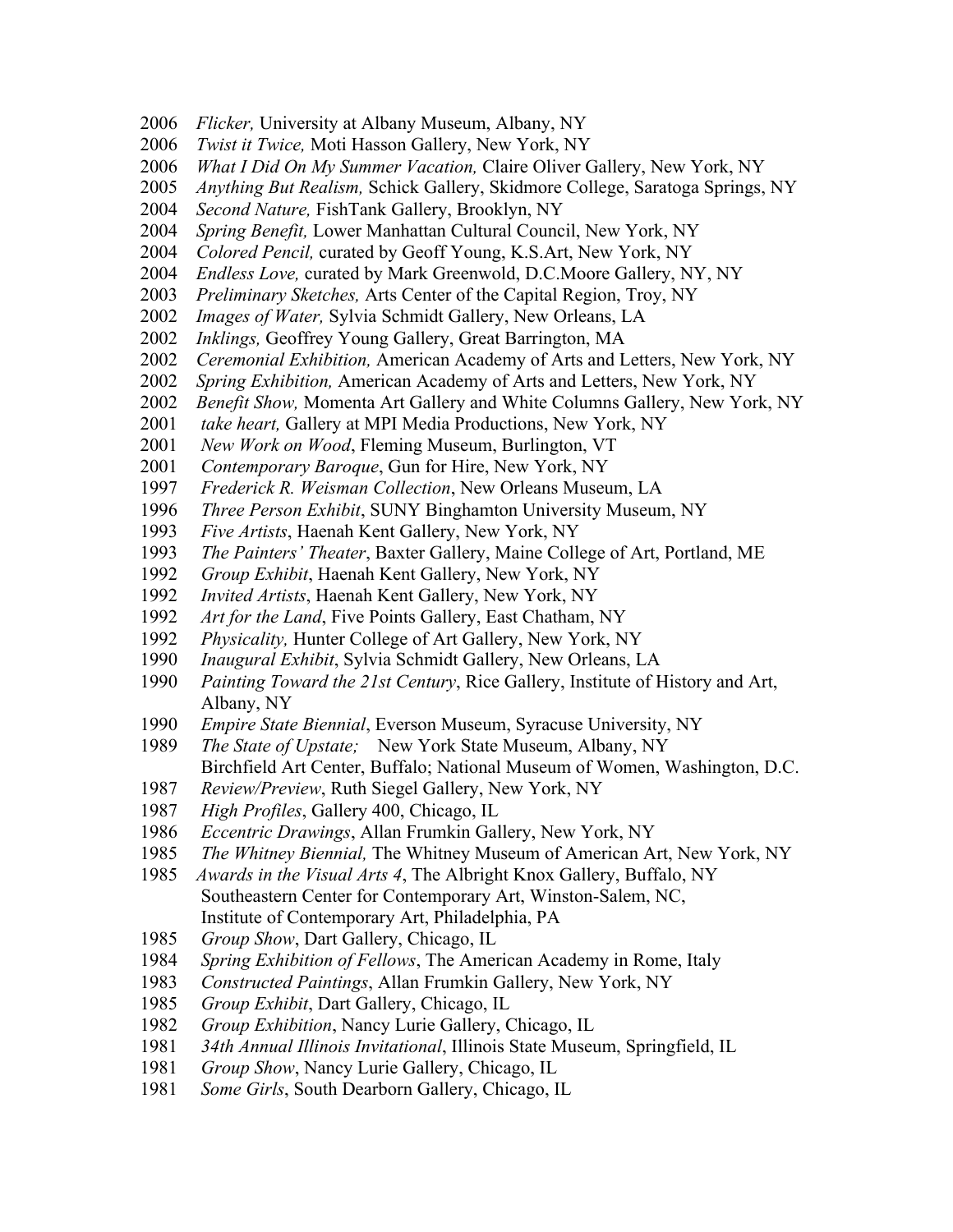2006 *Flicker,* University at Albany Museum, Albany, NY
2006 *Twist it Twice,* Moti Hasson Gallery, New York, NY
2006 *What I Did On My Summer Vacation,* Claire Oliver Gallery, New York, NY
2005 *Anything But Realism,* Schick Gallery, Skidmore College, Saratoga Springs, NY
2004 *Second Nature,* FishTank Gallery, Brooklyn, NY
2004 *Spring Benefit,* Lower Manhattan Cultural Council, New York, NY
2004 *Colored Pencil,* curated by Geoff Young, K.S.Art, New York, NY
2004 *Endless Love,* curated by Mark Greenwold, D.C.Moore Gallery, NY, NY
2003 *Preliminary Sketches,* Arts Center of the Capital Region, Troy, NY
2002 *Images of Water,* Sylvia Schmidt Gallery, New Orleans, LA
2002 *Inklings,* Geoffrey Young Gallery, Great Barrington, MA
2002 *Ceremonial Exhibition,* American Academy of Arts and Letters, New York, NY
2002 *Spring Exhibition,* American Academy of Arts and Letters, New York, NY
2002 *Benefit Show,* Momenta Art Gallery and White Columns Gallery, New York, NY
2001 *take heart,* Gallery at MPI Media Productions, New York, NY
2001 *New Work on Wood*, Fleming Museum, Burlington, VT
2001 *Contemporary Baroque*, Gun for Hire, New York, NY
1997 *Frederick R. Weisman Collection*, New Orleans Museum, LA
1996 *Three Person Exhibit*, SUNY Binghamton University Museum, NY
1993 *Five Artists*, Haenah Kent Gallery, New York, NY
1993 *The Painters' Theater*, Baxter Gallery, Maine College of Art, Portland, ME
1992 *Group Exhibit*, Haenah Kent Gallery, New York, NY
1992 *Invited Artists*, Haenah Kent Gallery, New York, NY
1992 *Art for the Land*, Five Points Gallery, East Chatham, NY
1992 *Physicality,* Hunter College of Art Gallery, New York, NY
1990 *Inaugural Exhibit*, Sylvia Schmidt Gallery, New Orleans, LA
1990 *Painting Toward the 21st Century*, Rice Gallery, Institute of History and Art, Albany, NY
1990 *Empire State Biennial*, Everson Museum, Syracuse University, NY
1989 *The State of Upstate;* New York State Museum, Albany, NY
Birchfield Art Center, Buffalo; National Museum of Women, Washington, D.C.
1987 *Review/Preview*, Ruth Siegel Gallery, New York, NY
1987 *High Profiles*, Gallery 400, Chicago, IL
1986 *Eccentric Drawings*, Allan Frumkin Gallery, New York, NY
1985 *The Whitney Biennial,* The Whitney Museum of American Art, New York, NY
1985 *Awards in the Visual Arts 4*, The Albright Knox Gallery, Buffalo, NY
Southeastern Center for Contemporary Art, Winston-Salem, NC,
Institute of Contemporary Art, Philadelphia, PA
1985 *Group Show*, Dart Gallery, Chicago, IL
1984 *Spring Exhibition of Fellows*, The American Academy in Rome, Italy
1983 *Constructed Paintings*, Allan Frumkin Gallery, New York, NY
1985 *Group Exhibit*, Dart Gallery, Chicago, IL
1982 *Group Exhibition*, Nancy Lurie Gallery, Chicago, IL
1981 *34th Annual Illinois Invitational*, Illinois State Museum, Springfield, IL
1981 *Group Show*, Nancy Lurie Gallery, Chicago, IL
1981 *Some Girls*, South Dearborn Gallery, Chicago, IL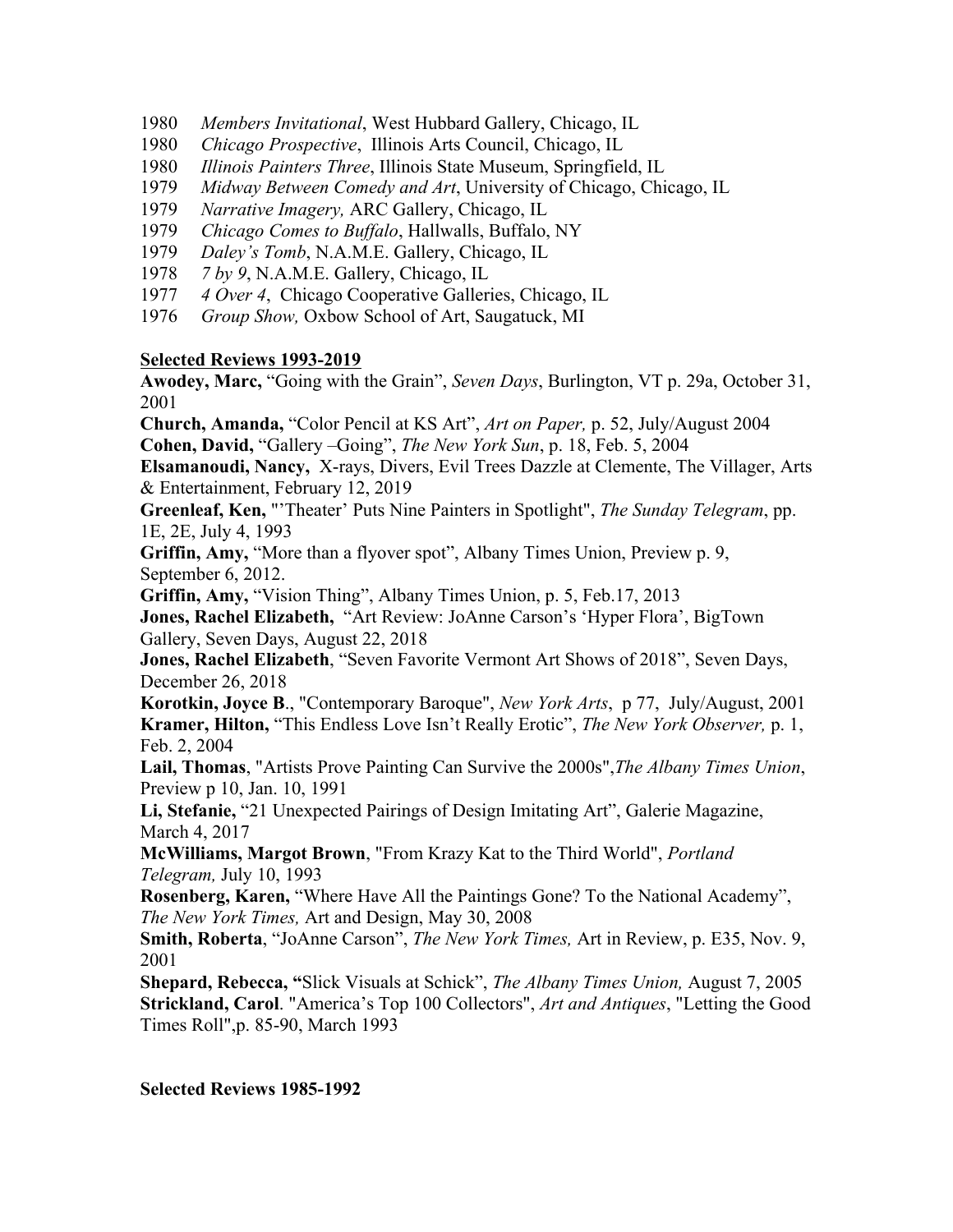1980 *Members Invitational*, West Hubbard Gallery, Chicago, IL
1980 *Chicago Prospective*, Illinois Arts Council, Chicago, IL
1980 *Illinois Painters Three*, Illinois State Museum, Springfield, IL
1979 *Midway Between Comedy and Art*, University of Chicago, Chicago, IL
1979 *Narrative Imagery,* ARC Gallery, Chicago, IL
1979 *Chicago Comes to Buffalo*, Hallwalls, Buffalo, NY
1979 *Daley's Tomb*, N.A.M.E. Gallery, Chicago, IL
1978 *7 by 9*, N.A.M.E. Gallery, Chicago, IL
1977 *4 Over 4*, Chicago Cooperative Galleries, Chicago, IL
1976 *Group Show,* Oxbow School of Art, Saugatuck, MI

**Selected Reviews 1993-2019**

**Awodey, Marc,** "Going with the Grain", *Seven Days*, Burlington, VT p. 29a, October 31, 2001

**Church, Amanda,** "Color Pencil at KS Art", *Art on Paper,* p. 52, July/August 2004

**Cohen, David,** "Gallery –Going", *The New York Sun*, p. 18, Feb. 5, 2004

**Elsamanoudi, Nancy,** X-rays, Divers, Evil Trees Dazzle at Clemente, The Villager, Arts & Entertainment, February 12, 2019

**Greenleaf, Ken,** "'Theater' Puts Nine Painters in Spotlight", *The Sunday Telegram*, pp. 1E, 2E, July 4, 1993

**Griffin, Amy,** "More than a flyover spot", Albany Times Union, Preview p. 9, September 6, 2012.

**Griffin, Amy,** "Vision Thing", Albany Times Union, p. 5, Feb.17, 2013

**Jones, Rachel Elizabeth,** "Art Review: JoAnne Carson's 'Hyper Flora', BigTown Gallery, Seven Days, August 22, 2018

**Jones, Rachel Elizabeth**, "Seven Favorite Vermont Art Shows of 2018", Seven Days, December 26, 2018

**Korotkin, Joyce B**., "Contemporary Baroque", *New York Arts*, p 77, July/August, 2001

**Kramer, Hilton,** "This Endless Love Isn't Really Erotic", *The New York Observer,* p. 1, Feb. 2, 2004

**Lail, Thomas**, "Artists Prove Painting Can Survive the 2000s",*The Albany Times Union*, Preview p 10, Jan. 10, 1991

**Li, Stefanie,** "21 Unexpected Pairings of Design Imitating Art", Galerie Magazine, March 4, 2017

**McWilliams, Margot Brown**, "From Krazy Kat to the Third World", *Portland Telegram,* July 10, 1993

**Rosenberg, Karen,** "Where Have All the Paintings Gone? To the National Academy", *The New York Times,* Art and Design, May 30, 2008

**Smith, Roberta**, "JoAnne Carson", *The New York Times,* Art in Review, p. E35, Nov. 9, 2001

**Shepard, Rebecca, "**Slick Visuals at Schick", *The Albany Times Union,* August 7, 2005

**Strickland, Carol**. "America's Top 100 Collectors", *Art and Antiques*, "Letting the Good Times Roll",p. 85-90, March 1993

**Selected Reviews 1985-1992**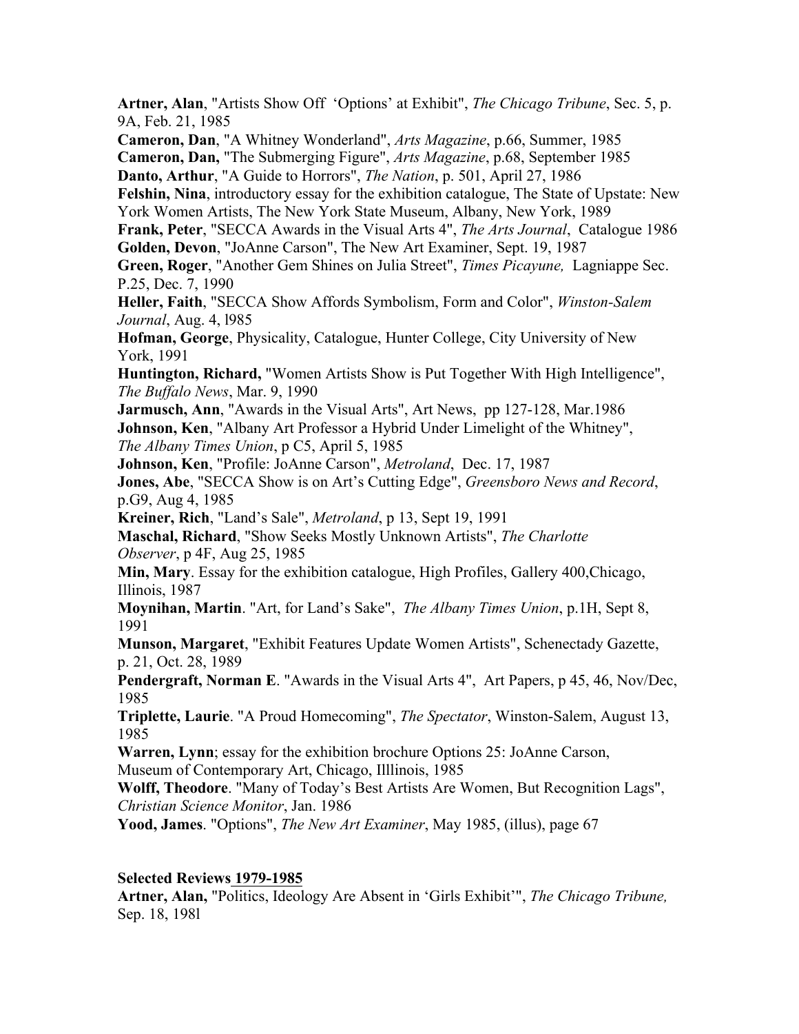**Artner, Alan**, "Artists Show Off 'Options' at Exhibit", *The Chicago Tribune*, Sec. 5, p. 9A, Feb. 21, 1985

**Cameron, Dan**, "A Whitney Wonderland", *Arts Magazine*, p.66, Summer, 1985

**Cameron, Dan,** "The Submerging Figure", *Arts Magazine*, p.68, September 1985

**Danto, Arthur**, "A Guide to Horrors", *The Nation*, p. 501, April 27, 1986

**Felshin, Nina**, introductory essay for the exhibition catalogue, The State of Upstate: New York Women Artists, The New York State Museum, Albany, New York, 1989

**Frank, Peter**, "SECCA Awards in the Visual Arts 4", *The Arts Journal*, Catalogue 1986

**Golden, Devon**, "JoAnne Carson", The New Art Examiner, Sept. 19, 1987

**Green, Roger**, "Another Gem Shines on Julia Street", *Times Picayune,* Lagniappe Sec. P.25, Dec. 7, 1990

**Heller, Faith**, "SECCA Show Affords Symbolism, Form and Color", *Winston-Salem Journal*, Aug. 4, l985

**Hofman, George**, Physicality, Catalogue, Hunter College, City University of New York, 1991

**Huntington, Richard,** "Women Artists Show is Put Together With High Intelligence", *The Buffalo News*, Mar. 9, 1990

**Jarmusch, Ann**, "Awards in the Visual Arts", Art News, pp 127-128, Mar.1986

**Johnson, Ken**, "Albany Art Professor a Hybrid Under Limelight of the Whitney", *The Albany Times Union*, p C5, April 5, 1985

**Johnson, Ken**, "Profile: JoAnne Carson", *Metroland*, Dec. 17, 1987

**Jones, Abe**, "SECCA Show is on Art's Cutting Edge", *Greensboro News and Record*, p.G9, Aug 4, 1985

**Kreiner, Rich**, "Land's Sale", *Metroland*, p 13, Sept 19, 1991

**Maschal, Richard**, "Show Seeks Mostly Unknown Artists", *The Charlotte Observer*, p 4F, Aug 25, 1985

**Min, Mary**. Essay for the exhibition catalogue, High Profiles, Gallery 400,Chicago, Illinois, 1987

**Moynihan, Martin**. "Art, for Land's Sake", *The Albany Times Union*, p.1H, Sept 8, 1991

**Munson, Margaret**, "Exhibit Features Update Women Artists", Schenectady Gazette, p. 21, Oct. 28, 1989

**Pendergraft, Norman E**. "Awards in the Visual Arts 4", Art Papers, p 45, 46, Nov/Dec, 1985

**Triplette, Laurie**. "A Proud Homecoming", *The Spectator*, Winston-Salem, August 13, 1985

**Warren, Lynn**; essay for the exhibition brochure Options 25: JoAnne Carson, Museum of Contemporary Art, Chicago, Illlinois, 1985

**Wolff, Theodore**. "Many of Today's Best Artists Are Women, But Recognition Lags", *Christian Science Monitor*, Jan. 1986

**Yood, James**. "Options", *The New Art Examiner*, May 1985, (illus), page 67

**Selected Reviews 1979-1985**

**Artner, Alan,** "Politics, Ideology Are Absent in 'Girls Exhibit'", *The Chicago Tribune,* Sep. 18, 198l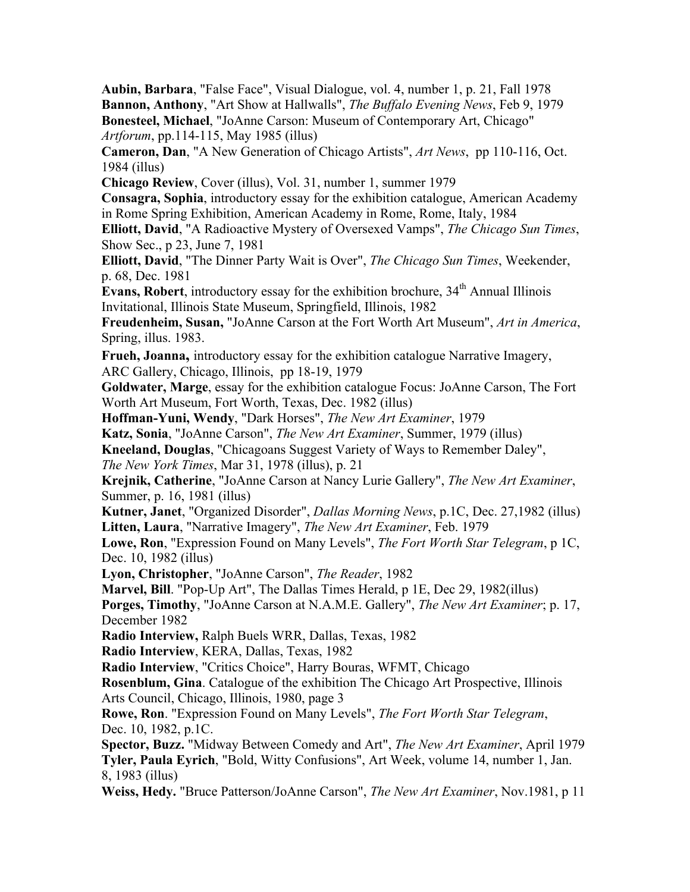**Aubin, Barbara**, "False Face", Visual Dialogue, vol. 4, number 1, p. 21, Fall 1978

**Bannon, Anthony**, "Art Show at Hallwalls", *The Buffalo Evening News*, Feb 9, 1979

**Bonesteel, Michael**, "JoAnne Carson: Museum of Contemporary Art, Chicago" *Artforum*, pp.114-115, May 1985 (illus)

**Cameron, Dan**, "A New Generation of Chicago Artists", *Art News*, pp 110-116, Oct. 1984 (illus)

**Chicago Review**, Cover (illus), Vol. 31, number 1, summer 1979

**Consagra, Sophia**, introductory essay for the exhibition catalogue, American Academy in Rome Spring Exhibition, American Academy in Rome, Rome, Italy, 1984

**Elliott, David**, "A Radioactive Mystery of Oversexed Vamps", *The Chicago Sun Times*, Show Sec., p 23, June 7, 1981

**Elliott, David**, "The Dinner Party Wait is Over", *The Chicago Sun Times*, Weekender, p. 68, Dec. 1981

**Evans, Robert**, introductory essay for the exhibition brochure, 34th Annual Illinois Invitational, Illinois State Museum, Springfield, Illinois, 1982

**Freudenheim, Susan,** "JoAnne Carson at the Fort Worth Art Museum", *Art in America*, Spring, illus. 1983.

**Frueh, Joanna,** introductory essay for the exhibition catalogue Narrative Imagery, ARC Gallery, Chicago, Illinois, pp 18-19, 1979

**Goldwater, Marge**, essay for the exhibition catalogue Focus: JoAnne Carson, The Fort Worth Art Museum, Fort Worth, Texas, Dec. 1982 (illus)

**Hoffman-Yuni, Wendy**, "Dark Horses", *The New Art Examiner*, 1979

**Katz, Sonia**, "JoAnne Carson", *The New Art Examiner*, Summer, 1979 (illus)

**Kneeland, Douglas**, "Chicagoans Suggest Variety of Ways to Remember Daley", *The New York Times*, Mar 31, 1978 (illus), p. 21

**Krejnik, Catherine**, "JoAnne Carson at Nancy Lurie Gallery", *The New Art Examiner*, Summer, p. 16, 1981 (illus)

**Kutner, Janet**, "Organized Disorder", *Dallas Morning News*, p.1C, Dec. 27,1982 (illus)

**Litten, Laura**, "Narrative Imagery", *The New Art Examiner*, Feb. 1979

**Lowe, Ron**, "Expression Found on Many Levels", *The Fort Worth Star Telegram*, p 1C, Dec. 10, 1982 (illus)

**Lyon, Christopher**, "JoAnne Carson", *The Reader*, 1982

**Marvel, Bill**. "Pop-Up Art", The Dallas Times Herald, p 1E, Dec 29, 1982(illus)

**Porges, Timothy**, "JoAnne Carson at N.A.M.E. Gallery", *The New Art Examiner*; p. 17, December 1982

**Radio Interview,** Ralph Buels WRR, Dallas, Texas, 1982

**Radio Interview**, KERA, Dallas, Texas, 1982

**Radio Interview**, "Critics Choice", Harry Bouras, WFMT, Chicago

**Rosenblum, Gina**. Catalogue of the exhibition The Chicago Art Prospective, Illinois Arts Council, Chicago, Illinois, 1980, page 3

**Rowe, Ron**. "Expression Found on Many Levels", *The Fort Worth Star Telegram*, Dec. 10, 1982, p.1C.

**Spector, Buzz.** "Midway Between Comedy and Art", *The New Art Examiner*, April 1979

**Tyler, Paula Eyrich**, "Bold, Witty Confusions", Art Week, volume 14, number 1, Jan. 8, 1983 (illus)

**Weiss, Hedy.** "Bruce Patterson/JoAnne Carson", *The New Art Examiner*, Nov.1981, p 11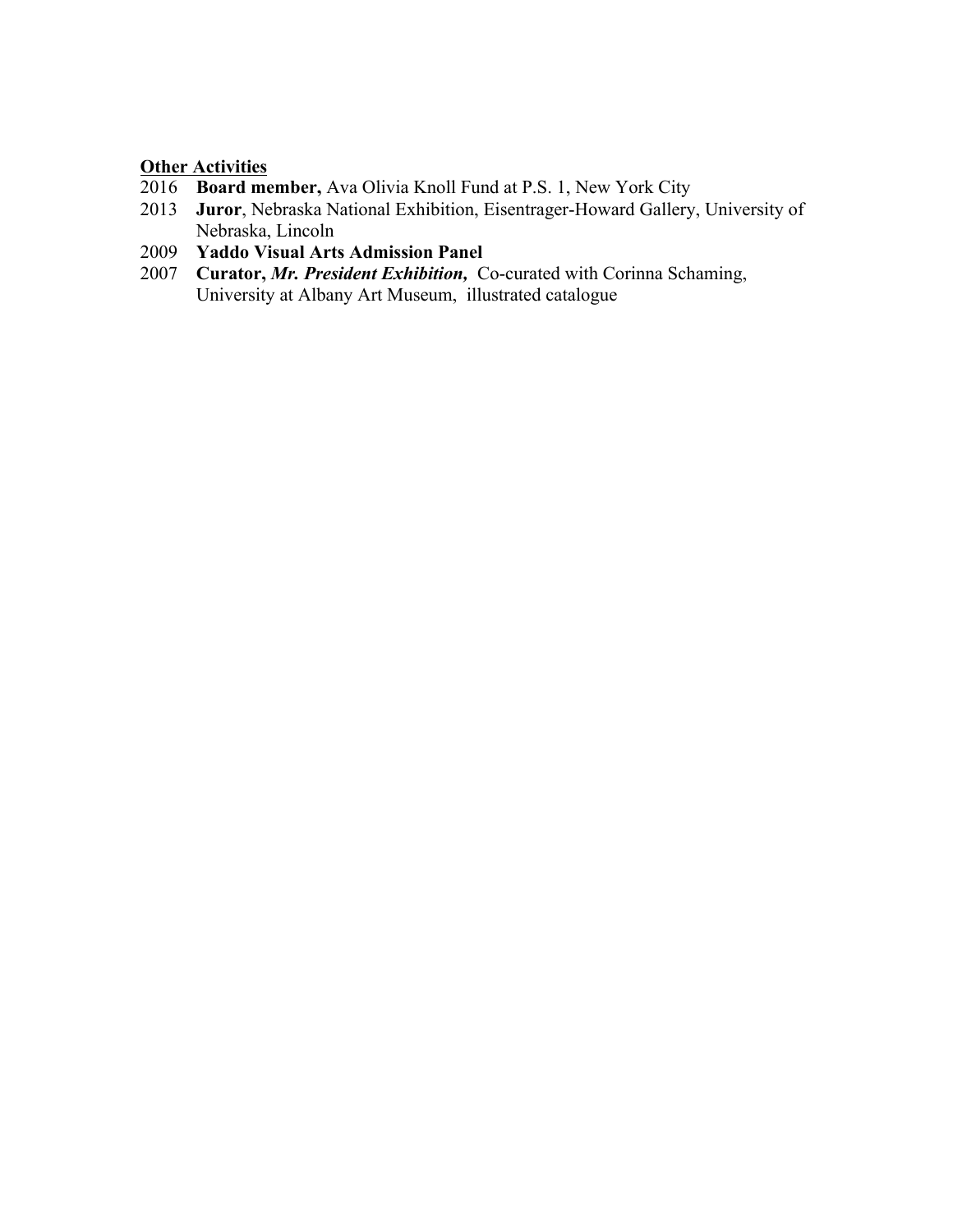**Other Activities**

2016 **Board member,** Ava Olivia Knoll Fund at P.S. 1, New York City

2013 **Juror**, Nebraska National Exhibition, Eisentrager-Howard Gallery, University of Nebraska, Lincoln

2009 **Yaddo Visual Arts Admission Panel**

2007 **Curator,** ***Mr. President Exhibition,*** Co-curated with Corinna Schaming, University at Albany Art Museum, illustrated catalogue